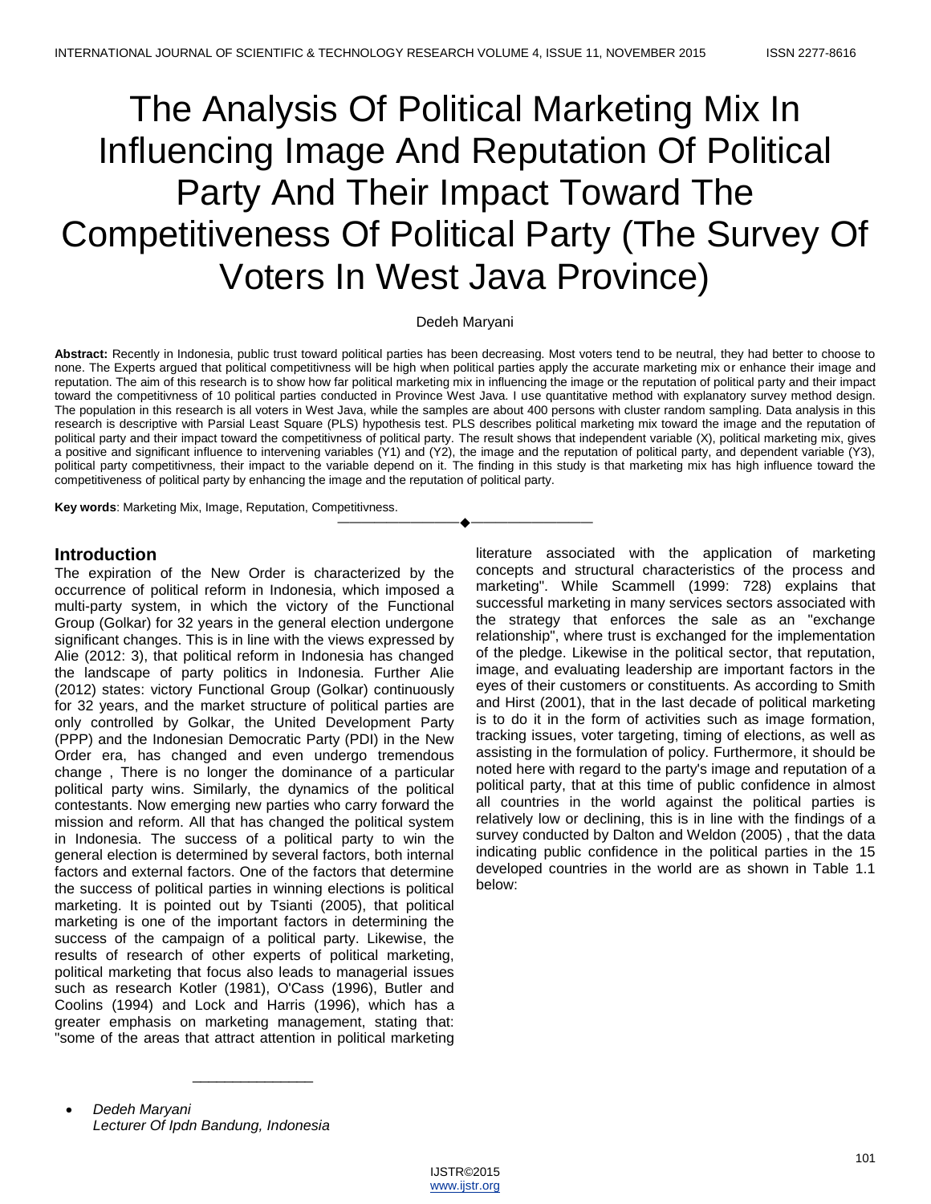# The Analysis Of Political Marketing Mix In Influencing Image And Reputation Of Political Party And Their Impact Toward The Competitiveness Of Political Party (The Survey Of Voters In West Java Province)

Dedeh Maryani

**Abstract:** Recently in Indonesia, public trust toward political parties has been decreasing. Most voters tend to be neutral, they had better to choose to none. The Experts argued that political competitivness will be high when political parties apply the accurate marketing mix or enhance their image and reputation. The aim of this research is to show how far political marketing mix in influencing the image or the reputation of political party and their impact toward the competitivness of 10 political parties conducted in Province West Java. I use quantitative method with explanatory survey method design. The population in this research is all voters in West Java, while the samples are about 400 persons with cluster random sampling. Data analysis in this research is descriptive with Parsial Least Square (PLS) hypothesis test. PLS describes political marketing mix toward the image and the reputation of political party and their impact toward the competitivness of political party. The result shows that independent variable (X), political marketing mix, gives a positive and significant influence to intervening variables (Y1) and (Y2), the image and the reputation of political party, and dependent variable (Y3), political party competitivness, their impact to the variable depend on it. The finding in this study is that marketing mix has high influence toward the competitiveness of political party by enhancing the image and the reputation of political party.

**Key words**: Marketing Mix, Image, Reputation, Competitivness.

## Introduction

The expiration of the New Order is characterized by the occurrence of political reform in Indonesia, which imposed a multi-party system, in which the victory of the Functional Group (Golkar) for 32 years in the general election undergone significant changes. This is in line with the views expressed by Alie (2012: 3), that political reform in Indonesia has changed the landscape of party politics in Indonesia. Further Alie (2012) states: victory Functional Group (Golkar) continuously for 32 years, and the market structure of political parties are only controlled by Golkar, the United Development Party (PPP) and the Indonesian Democratic Party (PDI) in the New Order era, has changed and even undergo tremendous change , There is no longer the dominance of a particular political party wins. Similarly, the dynamics of the political contestants. Now emerging new parties who carry forward the mission and reform. All that has changed the political system in Indonesia. The success of a political party to win the general election is determined by several factors, both internal factors and external factors. One of the factors that determine the success of political parties in winning elections is political marketing. It is pointed out by Tsianti (2005), that political marketing is one of the important factors in determining the success of the campaign of a political party. Likewise, the results of research of other experts of political marketing, political marketing that focus also leads to managerial issues such as research Kotler (1981), O'Cass (1996), Butler and Coolins (1994) and Lock and Harris (1996), which has a greater emphasis on marketing management, stating that: "some of the areas that attract attention in political marketing literature associated with the application of marketing concepts and structural characteristics of the process and marketing". While Scammell (1999: 728) explains that successful marketing in many services sectors associated with the strategy that enforces the sale as an "exchange relationship", where trust is exchanged for the implementation of the pledge. Likewise in the political sector, that reputation, image, and evaluating leadership are important factors in the eyes of their customers or constituents. As according to Smith and Hirst (2001), that in the last decade of political marketing is to do it in the form of activities such as image formation, tracking issues, voter targeting, timing of elections, as well as assisting in the formulation of policy. Furthermore, it should be noted here with regard to the party's image and reputation of a political party, that at this time of public confidence in almost all countries in the world against the political parties is relatively low or declining, this is in line with the findings of a survey conducted by Dalton and Weldon (2005) , that the data indicating public confidence in the political parties in the 15 developed countries in the world are as shown in Table 1.1 below:

---

- *Dedeh Maryani*
  *Lecturer Of Ipdn Bandung, Indonesia*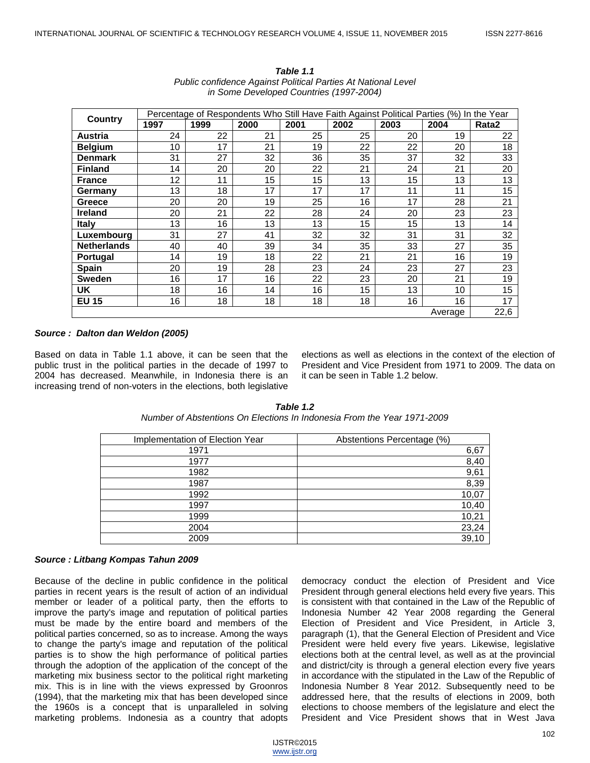***Table 1.1***
*Public confidence Against Political Parties At National Level in Some Developed Countries (1997-2004)*

| Country | Percentage of Respondents Who Still Have Faith Against Political Parties (%) In the Year | | | | | | | |
|---|---|---|---|---|---|---|---|---|
| | **1997** | **1999** | **2000** | **2001** | **2002** | **2003** | **2004** | **Rata2** |
| **Austria** | 24 | 22 | 21 | 25 | 25 | 20 | 19 | 22 |
| **Belgium** | 10 | 17 | 21 | 19 | 22 | 22 | 20 | 18 |
| **Denmark** | 31 | 27 | 32 | 36 | 35 | 37 | 32 | 33 |
| **Finland** | 14 | 20 | 20 | 22 | 21 | 24 | 21 | 20 |
| **France** | 12 | 11 | 15 | 15 | 13 | 15 | 13 | 13 |
| **Germany** | 13 | 18 | 17 | 17 | 17 | 11 | 11 | 15 |
| **Greece** | 20 | 20 | 19 | 25 | 16 | 17 | 28 | 21 |
| **Ireland** | 20 | 21 | 22 | 28 | 24 | 20 | 23 | 23 |
| **Italy** | 13 | 16 | 13 | 13 | 15 | 15 | 13 | 14 |
| **Luxembourg** | 31 | 27 | 41 | 32 | 32 | 31 | 31 | 32 |
| **Netherlands** | 40 | 40 | 39 | 34 | 35 | 33 | 27 | 35 |
| **Portugal** | 14 | 19 | 18 | 22 | 21 | 21 | 16 | 19 |
| **Spain** | 20 | 19 | 28 | 23 | 24 | 23 | 27 | 23 |
| **Sweden** | 16 | 17 | 16 | 22 | 23 | 20 | 21 | 19 |
| **UK** | 18 | 16 | 14 | 16 | 15 | 13 | 10 | 15 |
| **EU 15** | 16 | 18 | 18 | 18 | 18 | 16 | 16 | 17 |
| | | | | | | | Average | 22,6 |

***Source : Dalton dan Weldon (2005)***

Based on data in Table 1.1 above, it can be seen that the public trust in the political parties in the decade of 1997 to 2004 has decreased. Meanwhile, in Indonesia there is an increasing trend of non-voters in the elections, both legislative elections as well as elections in the context of the election of President and Vice President from 1971 to 2009. The data on it can be seen in Table 1.2 below.

***Table 1.2***
*Number of Abstentions On Elections In Indonesia From the Year 1971-2009*

| Implementation of Election Year | Abstentions Percentage (%) |
|---|---|
| 1971 | 6,67 |
| 1977 | 8,40 |
| 1982 | 9,61 |
| 1987 | 8,39 |
| 1992 | 10,07 |
| 1997 | 10,40 |
| 1999 | 10,21 |
| 2004 | 23,24 |
| 2009 | 39,10 |

***Source : Litbang Kompas Tahun 2009***

Because of the decline in public confidence in the political parties in recent years is the result of action of an individual member or leader of a political party, then the efforts to improve the party's image and reputation of political parties must be made by the entire board and members of the political parties concerned, so as to increase. Among the ways to change the party's image and reputation of the political parties is to show the high performance of political parties through the adoption of the application of the concept of the marketing mix business sector to the political right marketing mix. This is in line with the views expressed by Groonros (1994), that the marketing mix that has been developed since the 1960s is a concept that is unparalleled in solving marketing problems. Indonesia as a country that adopts democracy conduct the election of President and Vice President through general elections held every five years. This is consistent with that contained in the Law of the Republic of Indonesia Number 42 Year 2008 regarding the General Election of President and Vice President, in Article 3, paragraph (1), that the General Election of President and Vice President were held every five years. Likewise, legislative elections both at the central level, as well as at the provincial and district/city is through a general election every five years in accordance with the stipulated in the Law of the Republic of Indonesia Number 8 Year 2012. Subsequently need to be addressed here, that the results of elections in 2009, both elections to choose members of the legislature and elect the President and Vice President shows that in West Java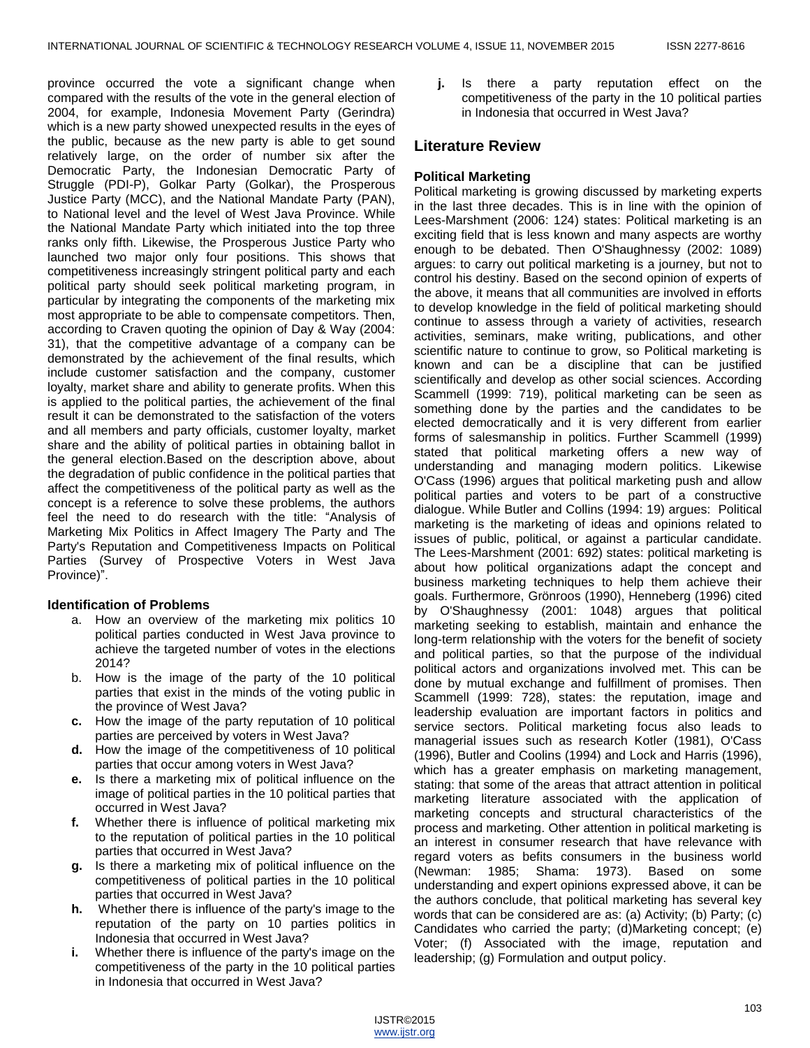province occurred the vote a significant change when compared with the results of the vote in the general election of 2004, for example, Indonesia Movement Party (Gerindra) which is a new party showed unexpected results in the eyes of the public, because as the new party is able to get sound relatively large, on the order of number six after the Democratic Party, the Indonesian Democratic Party of Struggle (PDI-P), Golkar Party (Golkar), the Prosperous Justice Party (MCC), and the National Mandate Party (PAN), to National level and the level of West Java Province. While the National Mandate Party which initiated into the top three ranks only fifth. Likewise, the Prosperous Justice Party who launched two major only four positions. This shows that competitiveness increasingly stringent political party and each political party should seek political marketing program, in particular by integrating the components of the marketing mix most appropriate to be able to compensate competitors. Then, according to Craven quoting the opinion of Day & Way (2004: 31), that the competitive advantage of a company can be demonstrated by the achievement of the final results, which include customer satisfaction and the company, customer loyalty, market share and ability to generate profits. When this is applied to the political parties, the achievement of the final result it can be demonstrated to the satisfaction of the voters and all members and party officials, customer loyalty, market share and the ability of political parties in obtaining ballot in the general election.Based on the description above, about the degradation of public confidence in the political parties that affect the competitiveness of the political party as well as the concept is a reference to solve these problems, the authors feel the need to do research with the title: "Analysis of Marketing Mix Politics in Affect Imagery The Party and The Party's Reputation and Competitiveness Impacts on Political Parties (Survey of Prospective Voters in West Java Province)".

### Identification of Problems

a. How an overview of the marketing mix politics 10 political parties conducted in West Java province to achieve the targeted number of votes in the elections 2014?
b. How is the image of the party of the 10 political parties that exist in the minds of the voting public in the province of West Java?
**c.** How the image of the party reputation of 10 political parties are perceived by voters in West Java?
**d.** How the image of the competitiveness of 10 political parties that occur among voters in West Java?
**e.** Is there a marketing mix of political influence on the image of political parties in the 10 political parties that occurred in West Java?
**f.** Whether there is influence of political marketing mix to the reputation of political parties in the 10 political parties that occurred in West Java?
**g.** Is there a marketing mix of political influence on the competitiveness of political parties in the 10 political parties that occurred in West Java?
**h.** Whether there is influence of the party's image to the reputation of the party on 10 parties politics in Indonesia that occurred in West Java?
**i.** Whether there is influence of the party's image on the competitiveness of the party in the 10 political parties in Indonesia that occurred in West Java?
**j.** Is there a party reputation effect on the competitiveness of the party in the 10 political parties in Indonesia that occurred in West Java?

## Literature Review

### Political Marketing

Political marketing is growing discussed by marketing experts in the last three decades. This is in line with the opinion of Lees-Marshment (2006: 124) states: Political marketing is an exciting field that is less known and many aspects are worthy enough to be debated. Then O'Shaughnessy (2002: 1089) argues: to carry out political marketing is a journey, but not to control his destiny. Based on the second opinion of experts of the above, it means that all communities are involved in efforts to develop knowledge in the field of political marketing should continue to assess through a variety of activities, research activities, seminars, make writing, publications, and other scientific nature to continue to grow, so Political marketing is known and can be a discipline that can be justified scientifically and develop as other social sciences. According Scammell (1999: 719), political marketing can be seen as something done by the parties and the candidates to be elected democratically and it is very different from earlier forms of salesmanship in politics. Further Scammell (1999) stated that political marketing offers a new way of understanding and managing modern politics. Likewise O'Cass (1996) argues that political marketing push and allow political parties and voters to be part of a constructive dialogue. While Butler and Collins (1994: 19) argues: Political marketing is the marketing of ideas and opinions related to issues of public, political, or against a particular candidate. The Lees-Marshment (2001: 692) states: political marketing is about how political organizations adapt the concept and business marketing techniques to help them achieve their goals. Furthermore, Grönroos (1990), Henneberg (1996) cited by O'Shaughnessy (2001: 1048) argues that political marketing seeking to establish, maintain and enhance the long-term relationship with the voters for the benefit of society and political parties, so that the purpose of the individual political actors and organizations involved met. This can be done by mutual exchange and fulfillment of promises. Then Scammell (1999: 728), states: the reputation, image and leadership evaluation are important factors in politics and service sectors. Political marketing focus also leads to managerial issues such as research Kotler (1981), O'Cass (1996), Butler and Coolins (1994) and Lock and Harris (1996), which has a greater emphasis on marketing management, stating: that some of the areas that attract attention in political marketing literature associated with the application of marketing concepts and structural characteristics of the process and marketing. Other attention in political marketing is an interest in consumer research that have relevance with regard voters as befits consumers in the business world (Newman: 1985; Shama: 1973). Based on some understanding and expert opinions expressed above, it can be the authors conclude, that political marketing has several key words that can be considered are as: (a) Activity; (b) Party; (c) Candidates who carried the party; (d)Marketing concept; (e) Voter; (f) Associated with the image, reputation and leadership; (g) Formulation and output policy.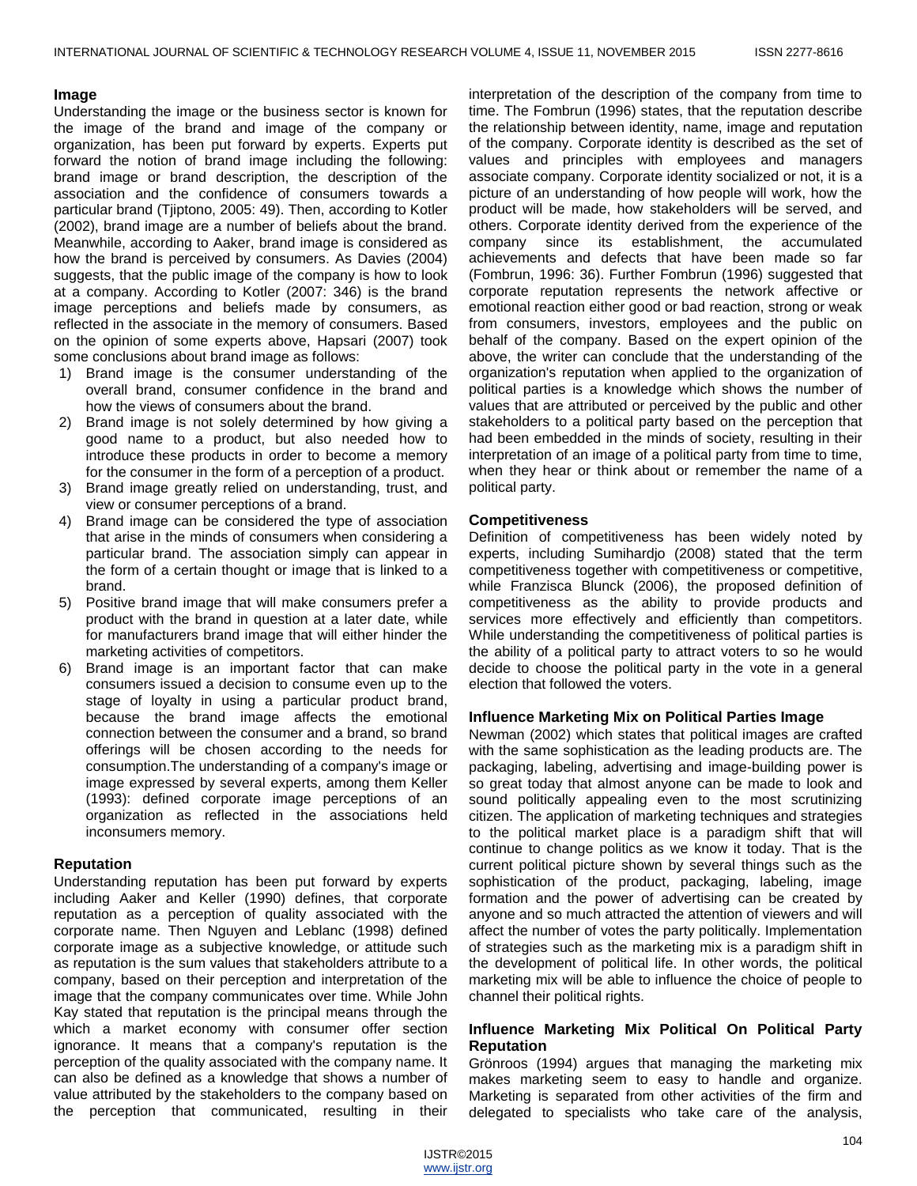## Image

Understanding the image or the business sector is known for the image of the brand and image of the company or organization, has been put forward by experts. Experts put forward the notion of brand image including the following: brand image or brand description, the description of the association and the confidence of consumers towards a particular brand (Tjiptono, 2005: 49). Then, according to Kotler (2002), brand image are a number of beliefs about the brand. Meanwhile, according to Aaker, brand image is considered as how the brand is perceived by consumers. As Davies (2004) suggests, that the public image of the company is how to look at a company. According to Kotler (2007: 346) is the brand image perceptions and beliefs made by consumers, as reflected in the associate in the memory of consumers. Based on the opinion of some experts above, Hapsari (2007) took some conclusions about brand image as follows:

1) Brand image is the consumer understanding of the overall brand, consumer confidence in the brand and how the views of consumers about the brand.
2) Brand image is not solely determined by how giving a good name to a product, but also needed how to introduce these products in order to become a memory for the consumer in the form of a perception of a product.
3) Brand image greatly relied on understanding, trust, and view or consumer perceptions of a brand.
4) Brand image can be considered the type of association that arise in the minds of consumers when considering a particular brand. The association simply can appear in the form of a certain thought or image that is linked to a brand.
5) Positive brand image that will make consumers prefer a product with the brand in question at a later date, while for manufacturers brand image that will either hinder the marketing activities of competitors.
6) Brand image is an important factor that can make consumers issued a decision to consume even up to the stage of loyalty in using a particular product brand, because the brand image affects the emotional connection between the consumer and a brand, so brand offerings will be chosen according to the needs for consumption.The understanding of a company's image or image expressed by several experts, among them Keller (1993): defined corporate image perceptions of an organization as reflected in the associations held inconsumers memory.

## Reputation

Understanding reputation has been put forward by experts including Aaker and Keller (1990) defines, that corporate reputation as a perception of quality associated with the corporate name. Then Nguyen and Leblanc (1998) defined corporate image as a subjective knowledge, or attitude such as reputation is the sum values that stakeholders attribute to a company, based on their perception and interpretation of the image that the company communicates over time. While John Kay stated that reputation is the principal means through the which a market economy with consumer offer section ignorance. It means that a company's reputation is the perception of the quality associated with the company name. It can also be defined as a knowledge that shows a number of value attributed by the stakeholders to the company based on the perception that communicated, resulting in their interpretation of the description of the company from time to time. The Fombrun (1996) states, that the reputation describe the relationship between identity, name, image and reputation of the company. Corporate identity is described as the set of values and principles with employees and managers associate company. Corporate identity socialized or not, it is a picture of an understanding of how people will work, how the product will be made, how stakeholders will be served, and others. Corporate identity derived from the experience of the company since its establishment, the accumulated achievements and defects that have been made so far (Fombrun, 1996: 36). Further Fombrun (1996) suggested that corporate reputation represents the network affective or emotional reaction either good or bad reaction, strong or weak from consumers, investors, employees and the public on behalf of the company. Based on the expert opinion of the above, the writer can conclude that the understanding of the organization's reputation when applied to the organization of political parties is a knowledge which shows the number of values that are attributed or perceived by the public and other stakeholders to a political party based on the perception that had been embedded in the minds of society, resulting in their interpretation of an image of a political party from time to time, when they hear or think about or remember the name of a political party.

## Competitiveness

Definition of competitiveness has been widely noted by experts, including Sumihardjo (2008) stated that the term competitiveness together with competitiveness or competitive, while Franzisca Blunck (2006), the proposed definition of competitiveness as the ability to provide products and services more effectively and efficiently than competitors. While understanding the competitiveness of political parties is the ability of a political party to attract voters to so he would decide to choose the political party in the vote in a general election that followed the voters.

## Influence Marketing Mix on Political Parties Image

Newman (2002) which states that political images are crafted with the same sophistication as the leading products are. The packaging, labeling, advertising and image-building power is so great today that almost anyone can be made to look and sound politically appealing even to the most scrutinizing citizen. The application of marketing techniques and strategies to the political market place is a paradigm shift that will continue to change politics as we know it today. That is the current political picture shown by several things such as the sophistication of the product, packaging, labeling, image formation and the power of advertising can be created by anyone and so much attracted the attention of viewers and will affect the number of votes the party politically. Implementation of strategies such as the marketing mix is a paradigm shift in the development of political life. In other words, the political marketing mix will be able to influence the choice of people to channel their political rights.

## Influence Marketing Mix Political On Political Party Reputation

Grönroos (1994) argues that managing the marketing mix makes marketing seem to easy to handle and organize. Marketing is separated from other activities of the firm and delegated to specialists who take care of the analysis,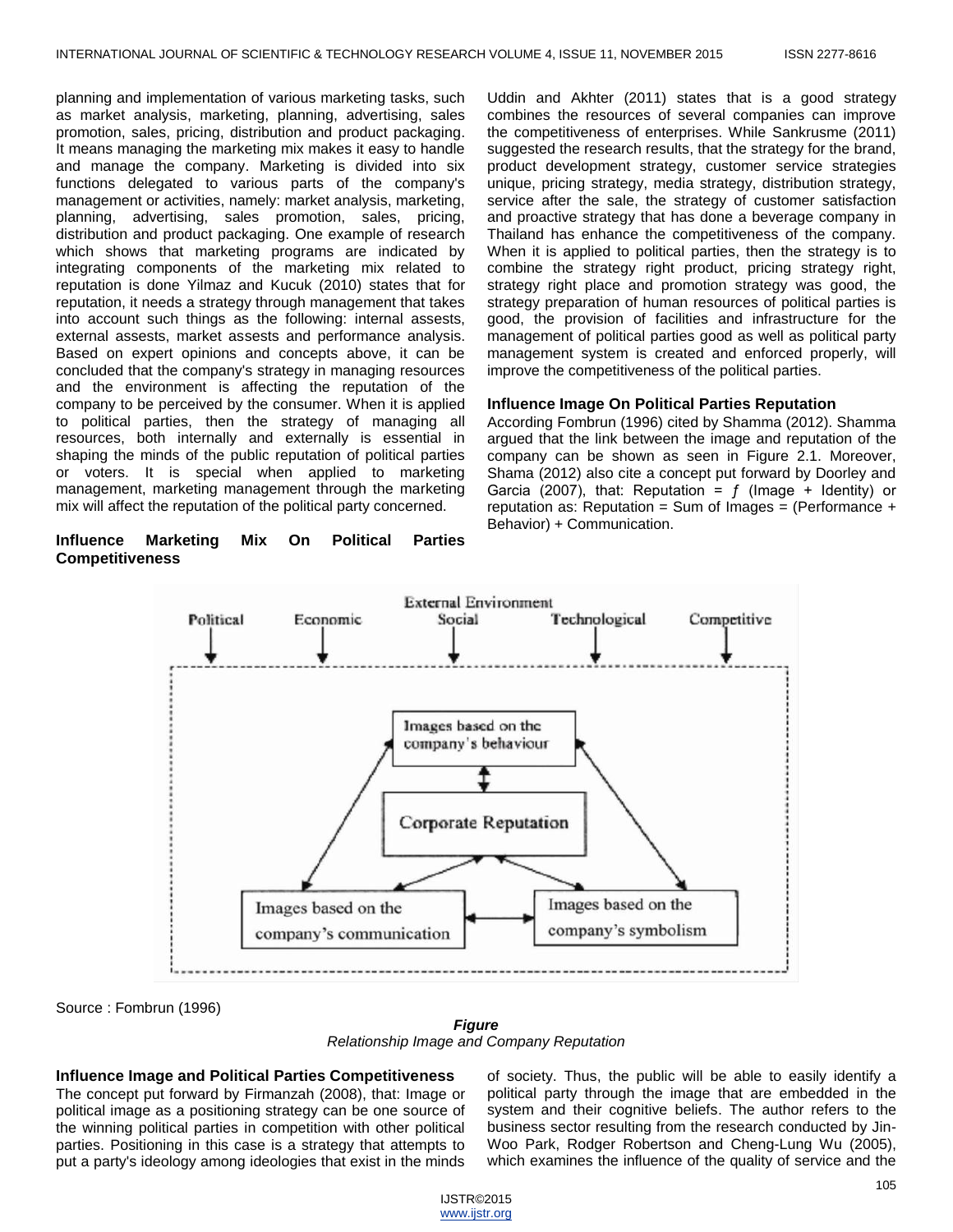planning and implementation of various marketing tasks, such as market analysis, marketing, planning, advertising, sales promotion, sales, pricing, distribution and product packaging. It means managing the marketing mix makes it easy to handle and manage the company. Marketing is divided into six functions delegated to various parts of the company's management or activities, namely: market analysis, marketing, planning, advertising, sales promotion, sales, pricing, distribution and product packaging. One example of research which shows that marketing programs are indicated by integrating components of the marketing mix related to reputation is done Yilmaz and Kucuk (2010) states that for reputation, it needs a strategy through management that takes into account such things as the following: internal assests, external assests, market assests and performance analysis. Based on expert opinions and concepts above, it can be concluded that the company's strategy in managing resources and the environment is affecting the reputation of the company to be perceived by the consumer. When it is applied to political parties, then the strategy of managing all resources, both internally and externally is essential in shaping the minds of the public reputation of political parties or voters. It is special when applied to marketing management, marketing management through the marketing mix will affect the reputation of the political party concerned.

### Influence Marketing Mix On Political Parties Competitiveness

Uddin and Akhter (2011) states that is a good strategy combines the resources of several companies can improve the competitiveness of enterprises. While Sankrusme (2011) suggested the research results, that the strategy for the brand, product development strategy, customer service strategies unique, pricing strategy, media strategy, distribution strategy, service after the sale, the strategy of customer satisfaction and proactive strategy that has done a beverage company in Thailand has enhance the competitiveness of the company. When it is applied to political parties, then the strategy is to combine the strategy right product, pricing strategy right, strategy right place and promotion strategy was good, the strategy preparation of human resources of political parties is good, the provision of facilities and infrastructure for the management of political parties good as well as political party management system is created and enforced properly, will improve the competitiveness of the political parties.

### Influence Image On Political Parties Reputation

According Fombrun (1996) cited by Shamma (2012). Shamma argued that the link between the image and reputation of the company can be shown as seen in Figure 2.1. Moreover, Shama (2012) also cite a concept put forward by Doorley and Garcia (2007), that: Reputation = ƒ (Image + Identity) or reputation as: Reputation = Sum of Images = (Performance + Behavior) + Communication.

External Environment
Political
Economic
Social
Technological
Competitive
Images based on the company's behaviour
Corporate Reputation
Images based on the company's communication
Images based on the company's symbolism

Source : Fombrun (1996)

***Figure***
*Relationship Image and Company Reputation*

### Influence Image and Political Parties Competitiveness

The concept put forward by Firmanzah (2008), that: Image or political image as a positioning strategy can be one source of the winning political parties in competition with other political parties. Positioning in this case is a strategy that attempts to put a party's ideology among ideologies that exist in the minds of society. Thus, the public will be able to easily identify a political party through the image that are embedded in the system and their cognitive beliefs. The author refers to the business sector resulting from the research conducted by Jin-Woo Park, Rodger Robertson and Cheng-Lung Wu (2005), which examines the influence of the quality of service and the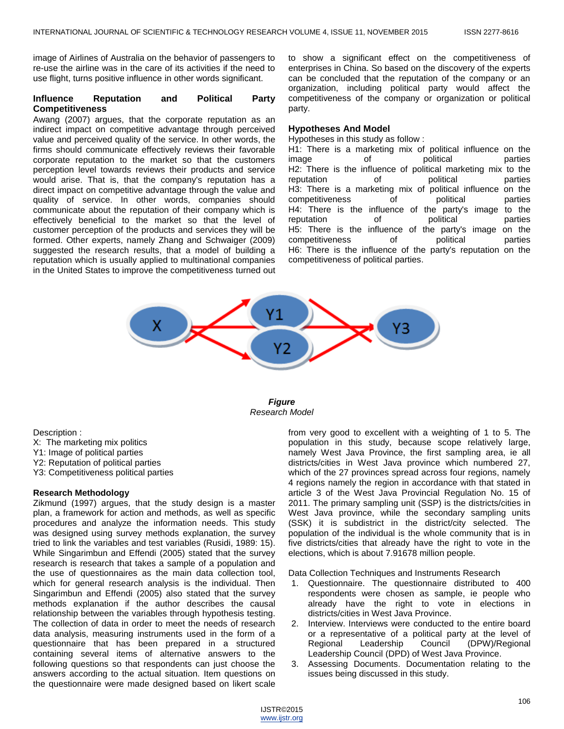image of Airlines of Australia on the behavior of passengers to re-use the airline was in the care of its activities if the need to use flight, turns positive influence in other words significant.

### Influence Reputation and Political Party Competitiveness

Awang (2007) argues, that the corporate reputation as an indirect impact on competitive advantage through perceived value and perceived quality of the service. In other words, the firms should communicate effectively reviews their favorable corporate reputation to the market so that the customers perception level towards reviews their products and service would arise. That is, that the company's reputation has a direct impact on competitive advantage through the value and quality of service. In other words, companies should communicate about the reputation of their company which is effectively beneficial to the market so that the level of customer perception of the products and services they will be formed. Other experts, namely Zhang and Schwaiger (2009) suggested the research results, that a model of building a reputation which is usually applied to multinational companies in the United States to improve the competitiveness turned out to show a significant effect on the competitiveness of enterprises in China. So based on the discovery of the experts can be concluded that the reputation of the company or an organization, including political party would affect the competitiveness of the company or organization or political party.

### Hypotheses And Model

Hypotheses in this study as follow :

H1: There is a marketing mix of political influence on the image of political parties
H2: There is the influence of political marketing mix to the reputation of political parties
H3: There is a marketing mix of political influence on the competitiveness of political parties
H4: There is the influence of the party's image to the reputation of political parties
H5: There is the influence of the party's image on the competitiveness of political parties
H6: There is the influence of the party's reputation on the competitiveness of political parties.

X
Y1
Y2
Y3

***Figure***
*Research Model*

Description :
X: The marketing mix politics
Y1: Image of political parties
Y2: Reputation of political parties
Y3: Competitiveness political parties

### Research Methodology

Zikmund (1997) argues, that the study design is a master plan, a framework for action and methods, as well as specific procedures and analyze the information needs. This study was designed using survey methods explanation, the survey tried to link the variables and test variables (Rusidi, 1989: 15). While Singarimbun and Effendi (2005) stated that the survey research is research that takes a sample of a population and the use of questionnaires as the main data collection tool, which for general research analysis is the individual. Then Singarimbun and Effendi (2005) also stated that the survey methods explanation if the author describes the causal relationship between the variables through hypothesis testing. The collection of data in order to meet the needs of research data analysis, measuring instruments used in the form of a questionnaire that has been prepared in a structured containing several items of alternative answers to the following questions so that respondents can just choose the answers according to the actual situation. Item questions on the questionnaire were made designed based on likert scale from very good to excellent with a weighting of 1 to 5. The population in this study, because scope relatively large, namely West Java Province, the first sampling area, ie all districts/cities in West Java province which numbered 27, which of the 27 provinces spread across four regions, namely 4 regions namely the region in accordance with that stated in article 3 of the West Java Provincial Regulation No. 15 of 2011. The primary sampling unit (SSP) is the districts/cities in West Java province, while the secondary sampling units (SSK) it is subdistrict in the district/city selected. The population of the individual is the whole community that is in five districts/cities that already have the right to vote in the elections, which is about 7.91678 million people.

Data Collection Techniques and Instruments Research

1. Questionnaire. The questionnaire distributed to 400 respondents were chosen as sample, ie people who already have the right to vote in elections in districts/cities in West Java Province.
2. Interview. Interviews were conducted to the entire board or a representative of a political party at the level of Regional Leadership Council (DPW)/Regional Leadership Council (DPD) of West Java Province.
3. Assessing Documents. Documentation relating to the issues being discussed in this study.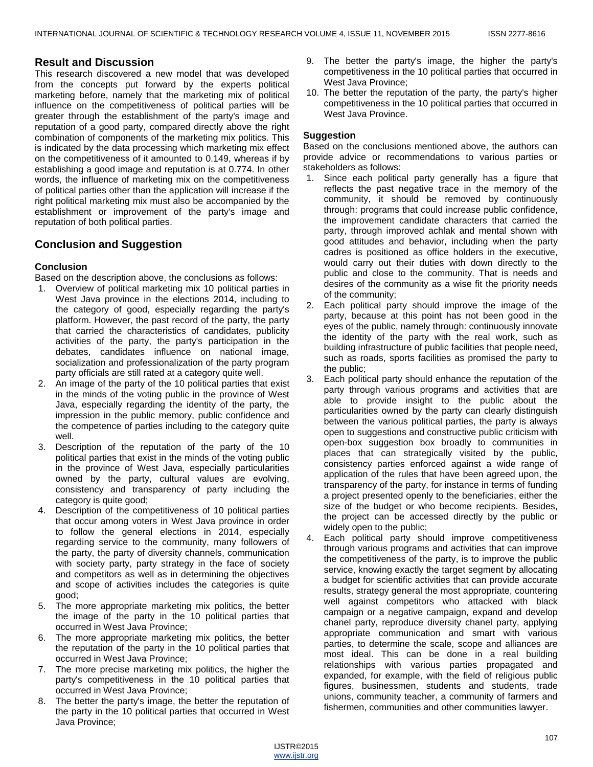## Result and Discussion

This research discovered a new model that was developed from the concepts put forward by the experts political marketing before, namely that the marketing mix of political influence on the competitiveness of political parties will be greater through the establishment of the party's image and reputation of a good party, compared directly above the right combination of components of the marketing mix politics. This is indicated by the data processing which marketing mix effect on the competitiveness of it amounted to 0.149, whereas if by establishing a good image and reputation is at 0.774. In other words, the influence of marketing mix on the competitiveness of political parties other than the application will increase if the right political marketing mix must also be accompanied by the establishment or improvement of the party's image and reputation of both political parties.

## Conclusion and Suggestion

### Conclusion

Based on the description above, the conclusions as follows:

1. Overview of political marketing mix 10 political parties in West Java province in the elections 2014, including to the category of good, especially regarding the party's platform. However, the past record of the party, the party that carried the characteristics of candidates, publicity activities of the party, the party's participation in the debates, candidates influence on national image, socialization and professionalization of the party program party officials are still rated at a category quite well.
2. An image of the party of the 10 political parties that exist in the minds of the voting public in the province of West Java, especially regarding the identity of the party, the impression in the public memory, public confidence and the competence of parties including to the category quite well.
3. Description of the reputation of the party of the 10 political parties that exist in the minds of the voting public in the province of West Java, especially particularities owned by the party, cultural values are evolving, consistency and transparency of party including the category is quite good;
4. Description of the competitiveness of 10 political parties that occur among voters in West Java province in order to follow the general elections in 2014, especially regarding service to the community, many followers of the party, the party of diversity channels, communication with society party, party strategy in the face of society and competitors as well as in determining the objectives and scope of activities includes the categories is quite good;
5. The more appropriate marketing mix politics, the better the image of the party in the 10 political parties that occurred in West Java Province;
6. The more appropriate marketing mix politics, the better the reputation of the party in the 10 political parties that occurred in West Java Province;
7. The more precise marketing mix politics, the higher the party's competitiveness in the 10 political parties that occurred in West Java Province;
8. The better the party's image, the better the reputation of the party in the 10 political parties that occurred in West Java Province;
9. The better the party's image, the higher the party's competitiveness in the 10 political parties that occurred in West Java Province;
10. The better the reputation of the party, the party's higher competitiveness in the 10 political parties that occurred in West Java Province.

### Suggestion

Based on the conclusions mentioned above, the authors can provide advice or recommendations to various parties or stakeholders as follows:

1. Since each political party generally has a figure that reflects the past negative trace in the memory of the community, it should be removed by continuously through: programs that could increase public confidence, the improvement candidate characters that carried the party, through improved achlak and mental shown with good attitudes and behavior, including when the party cadres is positioned as office holders in the executive, would carry out their duties with down directly to the public and close to the community. That is needs and desires of the community as a wise fit the priority needs of the community;
2. Each political party should improve the image of the party, because at this point has not been good in the eyes of the public, namely through: continuously innovate the identity of the party with the real work, such as building infrastructure of public facilities that people need, such as roads, sports facilities as promised the party to the public;
3. Each political party should enhance the reputation of the party through various programs and activities that are able to provide insight to the public about the particularities owned by the party can clearly distinguish between the various political parties, the party is always open to suggestions and constructive public criticism with open-box suggestion box broadly to communities in places that can strategically visited by the public, consistency parties enforced against a wide range of application of the rules that have been agreed upon, the transparency of the party, for instance in terms of funding a project presented openly to the beneficiaries, either the size of the budget or who become recipients. Besides, the project can be accessed directly by the public or widely open to the public;
4. Each political party should improve competitiveness through various programs and activities that can improve the competitiveness of the party, is to improve the public service, knowing exactly the target segment by allocating a budget for scientific activities that can provide accurate results, strategy general the most appropriate, countering well against competitors who attacked with black campaign or a negative campaign, expand and develop chanel party, reproduce diversity chanel party, applying appropriate communication and smart with various parties, to determine the scale, scope and alliances are most ideal. This can be done in a real building relationships with various parties propagated and expanded, for example, with the field of religious public figures, businessmen, students and students, trade unions, community teacher, a community of farmers and fishermen, communities and other communities lawyer.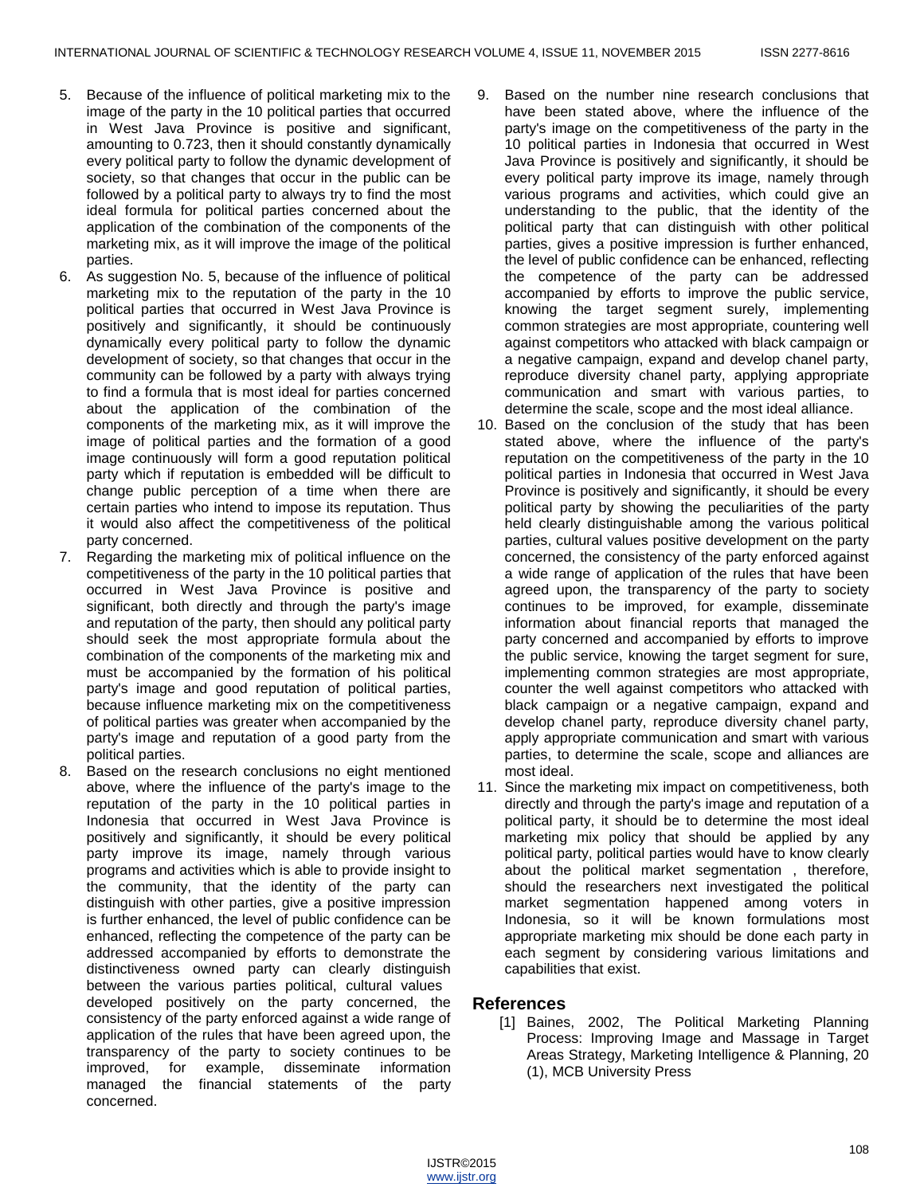5. Because of the influence of political marketing mix to the image of the party in the 10 political parties that occurred in West Java Province is positive and significant, amounting to 0.723, then it should constantly dynamically every political party to follow the dynamic development of society, so that changes that occur in the public can be followed by a political party to always try to find the most ideal formula for political parties concerned about the application of the combination of the components of the marketing mix, as it will improve the image of the political parties.
6. As suggestion No. 5, because of the influence of political marketing mix to the reputation of the party in the 10 political parties that occurred in West Java Province is positively and significantly, it should be continuously dynamically every political party to follow the dynamic development of society, so that changes that occur in the community can be followed by a party with always trying to find a formula that is most ideal for parties concerned about the application of the combination of the components of the marketing mix, as it will improve the image of political parties and the formation of a good image continuously will form a good reputation political party which if reputation is embedded will be difficult to change public perception of a time when there are certain parties who intend to impose its reputation. Thus it would also affect the competitiveness of the political party concerned.
7. Regarding the marketing mix of political influence on the competitiveness of the party in the 10 political parties that occurred in West Java Province is positive and significant, both directly and through the party's image and reputation of the party, then should any political party should seek the most appropriate formula about the combination of the components of the marketing mix and must be accompanied by the formation of his political party's image and good reputation of political parties, because influence marketing mix on the competitiveness of political parties was greater when accompanied by the party's image and reputation of a good party from the political parties.
8. Based on the research conclusions no eight mentioned above, where the influence of the party's image to the reputation of the party in the 10 political parties in Indonesia that occurred in West Java Province is positively and significantly, it should be every political party improve its image, namely through various programs and activities which is able to provide insight to the community, that the identity of the party can distinguish with other parties, give a positive impression is further enhanced, the level of public confidence can be enhanced, reflecting the competence of the party can be addressed accompanied by efforts to demonstrate the distinctiveness owned party can clearly distinguish between the various parties political, cultural values developed positively on the party concerned, the consistency of the party enforced against a wide range of application of the rules that have been agreed upon, the transparency of the party to society continues to be improved, for example, disseminate information managed the financial statements of the party concerned.
9. Based on the number nine research conclusions that have been stated above, where the influence of the party's image on the competitiveness of the party in the 10 political parties in Indonesia that occurred in West Java Province is positively and significantly, it should be every political party improve its image, namely through various programs and activities, which could give an understanding to the public, that the identity of the political party that can distinguish with other political parties, gives a positive impression is further enhanced, the level of public confidence can be enhanced, reflecting the competence of the party can be addressed accompanied by efforts to improve the public service, knowing the target segment surely, implementing common strategies are most appropriate, countering well against competitors who attacked with black campaign or a negative campaign, expand and develop chanel party, reproduce diversity chanel party, applying appropriate communication and smart with various parties, to determine the scale, scope and the most ideal alliance.
10. Based on the conclusion of the study that has been stated above, where the influence of the party's reputation on the competitiveness of the party in the 10 political parties in Indonesia that occurred in West Java Province is positively and significantly, it should be every political party by showing the peculiarities of the party held clearly distinguishable among the various political parties, cultural values positive development on the party concerned, the consistency of the party enforced against a wide range of application of the rules that have been agreed upon, the transparency of the party to society continues to be improved, for example, disseminate information about financial reports that managed the party concerned and accompanied by efforts to improve the public service, knowing the target segment for sure, implementing common strategies are most appropriate, counter the well against competitors who attacked with black campaign or a negative campaign, expand and develop chanel party, reproduce diversity chanel party, apply appropriate communication and smart with various parties, to determine the scale, scope and alliances are most ideal.
11. Since the marketing mix impact on competitiveness, both directly and through the party's image and reputation of a political party, it should be to determine the most ideal marketing mix policy that should be applied by any political party, political parties would have to know clearly about the political market segmentation , therefore, should the researchers next investigated the political market segmentation happened among voters in Indonesia, so it will be known formulations most appropriate marketing mix should be done each party in each segment by considering various limitations and capabilities that exist.

## References

[1] Baines, 2002, The Political Marketing Planning Process: Improving Image and Massage in Target Areas Strategy, Marketing Intelligence & Planning, 20 (1), MCB University Press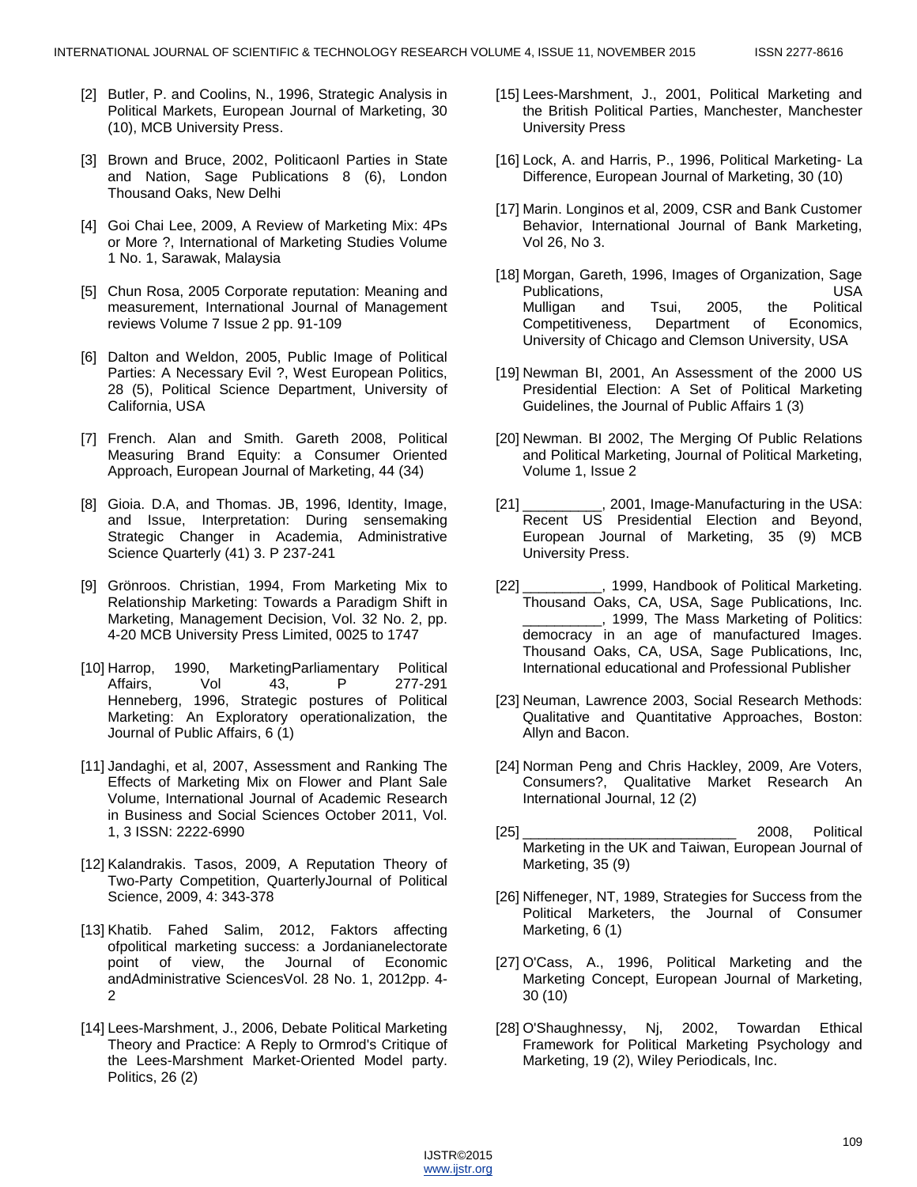[2] Butler, P. and Coolins, N., 1996, Strategic Analysis in Political Markets, European Journal of Marketing, 30 (10), MCB University Press.

[3] Brown and Bruce, 2002, Politicaonl Parties in State and Nation, Sage Publications 8 (6), London Thousand Oaks, New Delhi

[4] Goi Chai Lee, 2009, A Review of Marketing Mix: 4Ps or More ?, International of Marketing Studies Volume 1 No. 1, Sarawak, Malaysia

[5] Chun Rosa, 2005 Corporate reputation: Meaning and measurement, International Journal of Management reviews Volume 7 Issue 2 pp. 91-109

[6] Dalton and Weldon, 2005, Public Image of Political Parties: A Necessary Evil ?, West European Politics, 28 (5), Political Science Department, University of California, USA

[7] French. Alan and Smith. Gareth 2008, Political Measuring Brand Equity: a Consumer Oriented Approach, European Journal of Marketing, 44 (34)

[8] Gioia. D.A, and Thomas. JB, 1996, Identity, Image, and Issue, Interpretation: During sensemaking Strategic Changer in Academia, Administrative Science Quarterly (41) 3. P 237-241

[9] Grönroos. Christian, 1994, From Marketing Mix to Relationship Marketing: Towards a Paradigm Shift in Marketing, Management Decision, Vol. 32 No. 2, pp. 4-20 MCB University Press Limited, 0025 to 1747

[10] Harrop, 1990, MarketingParliamentary Political Affairs, Vol 43, P 277-291 Henneberg, 1996, Strategic postures of Political Marketing: An Exploratory operationalization, the Journal of Public Affairs, 6 (1)

[11] Jandaghi, et al, 2007, Assessment and Ranking The Effects of Marketing Mix on Flower and Plant Sale Volume, International Journal of Academic Research in Business and Social Sciences October 2011, Vol. 1, 3 ISSN: 2222-6990

[12] Kalandrakis. Tasos, 2009, A Reputation Theory of Two-Party Competition, QuarterlyJournal of Political Science, 2009, 4: 343-378

[13] Khatib. Fahed Salim, 2012, Faktors affecting ofpolitical marketing success: a Jordanianelectorate point of view, the Journal of Economic andAdministrative SciencesVol. 28 No. 1, 2012pp. 4-2

[14] Lees-Marshment, J., 2006, Debate Political Marketing Theory and Practice: A Reply to Ormrod's Critique of the Lees-Marshment Market-Oriented Model party. Politics, 26 (2)

[15] Lees-Marshment, J., 2001, Political Marketing and the British Political Parties, Manchester, Manchester University Press

[16] Lock, A. and Harris, P., 1996, Political Marketing- La Difference, European Journal of Marketing, 30 (10)

[17] Marin. Longinos et al, 2009, CSR and Bank Customer Behavior, International Journal of Bank Marketing, Vol 26, No 3.

[18] Morgan, Gareth, 1996, Images of Organization, Sage Publications, USA Mulligan and Tsui, 2005, the Political Competitiveness, Department of Economics, University of Chicago and Clemson University, USA

[19] Newman BI, 2001, An Assessment of the 2000 US Presidential Election: A Set of Political Marketing Guidelines, the Journal of Public Affairs 1 (3)

[20] Newman. BI 2002, The Merging Of Public Relations and Political Marketing, Journal of Political Marketing, Volume 1, Issue 2

[21] __________, 2001, Image-Manufacturing in the USA: Recent US Presidential Election and Beyond, European Journal of Marketing, 35 (9) MCB University Press.

[22] __________, 1999, Handbook of Political Marketing. Thousand Oaks, CA, USA, Sage Publications, Inc. __________, 1999, The Mass Marketing of Politics: democracy in an age of manufactured Images. Thousand Oaks, CA, USA, Sage Publications, Inc, International educational and Professional Publisher

[23] Neuman, Lawrence 2003, Social Research Methods: Qualitative and Quantitative Approaches, Boston: Allyn and Bacon.

[24] Norman Peng and Chris Hackley, 2009, Are Voters, Consumers?, Qualitative Market Research An International Journal, 12 (2)

[25] ___________________________ 2008, Political Marketing in the UK and Taiwan, European Journal of Marketing, 35 (9)

[26] Niffeneger, NT, 1989, Strategies for Success from the Political Marketers, the Journal of Consumer Marketing, 6 (1)

[27] O'Cass, A., 1996, Political Marketing and the Marketing Concept, European Journal of Marketing, 30 (10)

[28] O'Shaughnessy, Nj, 2002, Towardan Ethical Framework for Political Marketing Psychology and Marketing, 19 (2), Wiley Periodicals, Inc.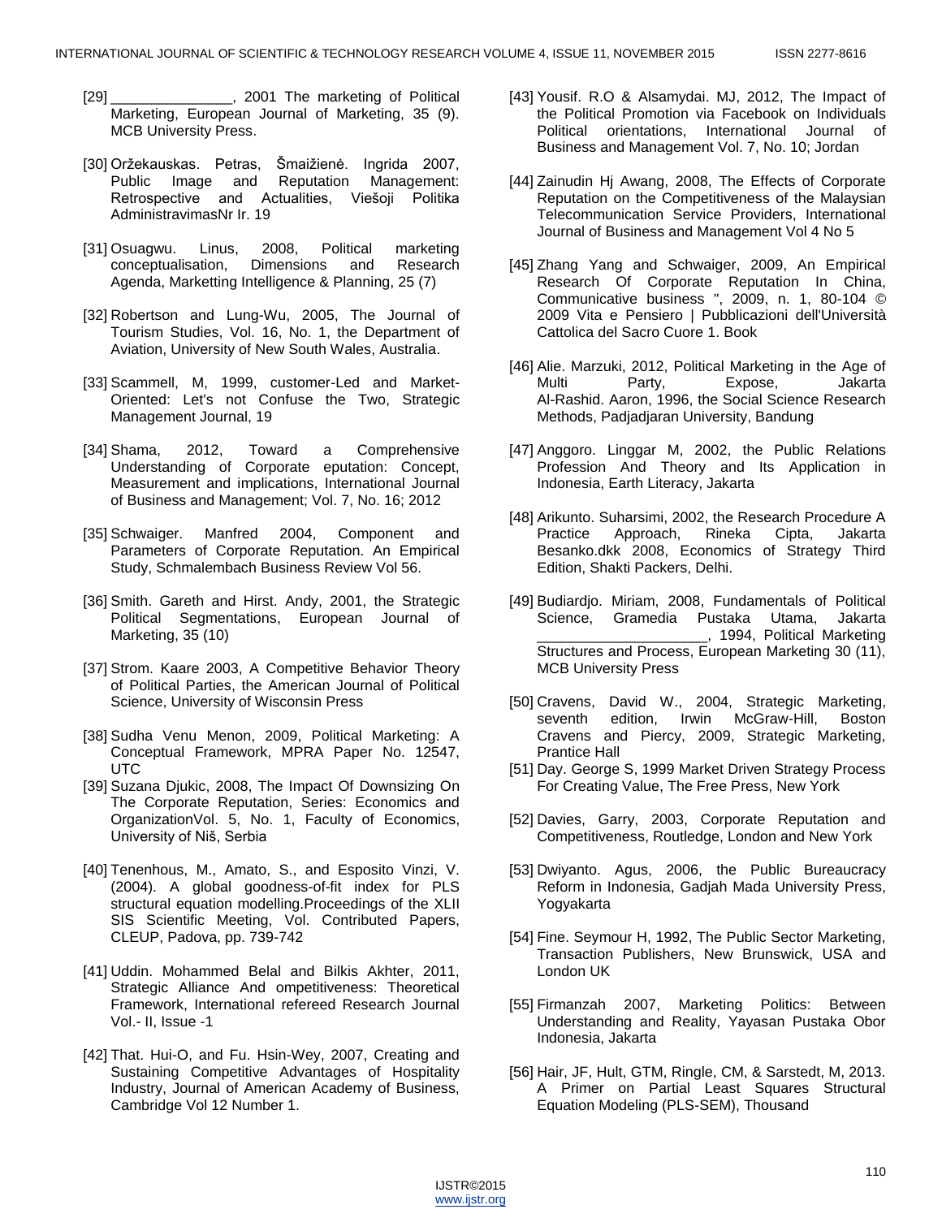[29] _______________, 2001 The marketing of Political Marketing, European Journal of Marketing, 35 (9). MCB University Press.

[30] Oržekauskas. Petras, Šmaižienė. Ingrida 2007, Public Image and Reputation Management: Retrospective and Actualities, Viešoji Politika AdministravimasNr Ir. 19

[31] Osuagwu. Linus, 2008, Political marketing conceptualisation, Dimensions and Research Agenda, Marketting Intelligence & Planning, 25 (7)

[32] Robertson and Lung-Wu, 2005, The Journal of Tourism Studies, Vol. 16, No. 1, the Department of Aviation, University of New South Wales, Australia.

[33] Scammell, M, 1999, customer-Led and Market-Oriented: Let's not Confuse the Two, Strategic Management Journal, 19

[34] Shama, 2012, Toward a Comprehensive Understanding of Corporate eputation: Concept, Measurement and implications, International Journal of Business and Management; Vol. 7, No. 16; 2012

[35] Schwaiger. Manfred 2004, Component and Parameters of Corporate Reputation. An Empirical Study, Schmalembach Business Review Vol 56.

[36] Smith. Gareth and Hirst. Andy, 2001, the Strategic Political Segmentations, European Journal of Marketing, 35 (10)

[37] Strom. Kaare 2003, A Competitive Behavior Theory of Political Parties, the American Journal of Political Science, University of Wisconsin Press

[38] Sudha Venu Menon, 2009, Political Marketing: A Conceptual Framework, MPRA Paper No. 12547, UTC

[39] Suzana Djukic, 2008, The Impact Of Downsizing On The Corporate Reputation, Series: Economics and OrganizationVol. 5, No. 1, Faculty of Economics, University of Niš, Serbia

[40] Tenenhous, M., Amato, S., and Esposito Vinzi, V. (2004). A global goodness-of-fit index for PLS structural equation modelling.Proceedings of the XLII SIS Scientific Meeting, Vol. Contributed Papers, CLEUP, Padova, pp. 739-742

[41] Uddin. Mohammed Belal and Bilkis Akhter, 2011, Strategic Alliance And ompetitiveness: Theoretical Framework, International refereed Research Journal Vol.- II, Issue -1

[42] That. Hui-O, and Fu. Hsin-Wey, 2007, Creating and Sustaining Competitive Advantages of Hospitality Industry, Journal of American Academy of Business, Cambridge Vol 12 Number 1.

[43] Yousif. R.O & Alsamydai. MJ, 2012, The Impact of the Political Promotion via Facebook on Individuals Political orientations, International Journal of Business and Management Vol. 7, No. 10; Jordan

[44] Zainudin Hj Awang, 2008, The Effects of Corporate Reputation on the Competitiveness of the Malaysian Telecommunication Service Providers, International Journal of Business and Management Vol 4 No 5

[45] Zhang Yang and Schwaiger, 2009, An Empirical Research Of Corporate Reputation In China, Communicative business ", 2009, n. 1, 80-104 © 2009 Vita e Pensiero | Pubblicazioni dell'Università Cattolica del Sacro Cuore 1. Book

[46] Alie. Marzuki, 2012, Political Marketing in the Age of Multi Party, Expose, Jakarta
Al-Rashid. Aaron, 1996, the Social Science Research Methods, Padjadjaran University, Bandung

[47] Anggoro. Linggar M, 2002, the Public Relations Profession And Theory and Its Application in Indonesia, Earth Literacy, Jakarta

[48] Arikunto. Suharsimi, 2002, the Research Procedure A Practice Approach, Rineka Cipta, Jakarta
Besanko.dkk 2008, Economics of Strategy Third Edition, Shakti Packers, Delhi.

[49] Budiardjo. Miriam, 2008, Fundamentals of Political Science, Gramedia Pustaka Utama, Jakarta
_____________________, 1994, Political Marketing Structures and Process, European Marketing 30 (11), MCB University Press

[50] Cravens, David W., 2004, Strategic Marketing, seventh edition, Irwin McGraw-Hill, Boston
Cravens and Piercy, 2009, Strategic Marketing, Prantice Hall

[51] Day. George S, 1999 Market Driven Strategy Process For Creating Value, The Free Press, New York

[52] Davies, Garry, 2003, Corporate Reputation and Competitiveness, Routledge, London and New York

[53] Dwiyanto. Agus, 2006, the Public Bureaucracy Reform in Indonesia, Gadjah Mada University Press, Yogyakarta

[54] Fine. Seymour H, 1992, The Public Sector Marketing, Transaction Publishers, New Brunswick, USA and London UK

[55] Firmanzah 2007, Marketing Politics: Between Understanding and Reality, Yayasan Pustaka Obor Indonesia, Jakarta

[56] Hair, JF, Hult, GTM, Ringle, CM, & Sarstedt, M, 2013. A Primer on Partial Least Squares Structural Equation Modeling (PLS-SEM), Thousand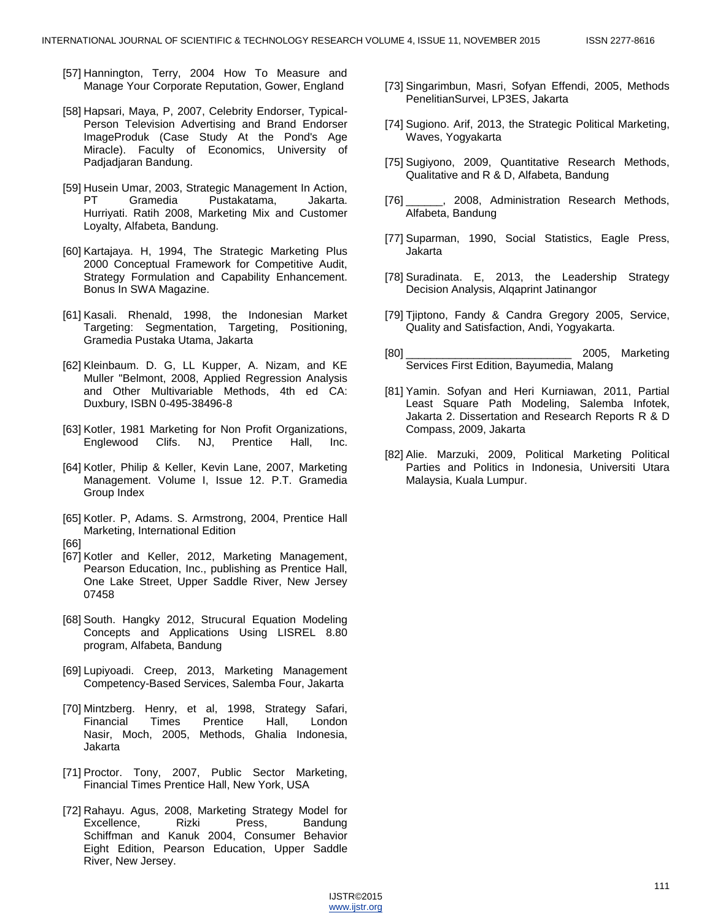[57] Hannington, Terry, 2004 How To Measure and Manage Your Corporate Reputation, Gower, England

[58] Hapsari, Maya, P, 2007, Celebrity Endorser, Typical-Person Television Advertising and Brand Endorser ImageProduk (Case Study At the Pond's Age Miracle). Faculty of Economics, University of Padjadjaran Bandung.

[59] Husein Umar, 2003, Strategic Management In Action, PT Gramedia Pustakatama, Jakarta. Hurriyati. Ratih 2008, Marketing Mix and Customer Loyalty, Alfabeta, Bandung.

[60] Kartajaya. H, 1994, The Strategic Marketing Plus 2000 Conceptual Framework for Competitive Audit, Strategy Formulation and Capability Enhancement. Bonus In SWA Magazine.

[61] Kasali. Rhenald, 1998, the Indonesian Market Targeting: Segmentation, Targeting, Positioning, Gramedia Pustaka Utama, Jakarta

[62] Kleinbaum. D. G, LL Kupper, A. Nizam, and KE Muller "Belmont, 2008, Applied Regression Analysis and Other Multivariable Methods, 4th ed CA: Duxbury, ISBN 0-495-38496-8

[63] Kotler, 1981 Marketing for Non Profit Organizations, Englewood Clifs. NJ, Prentice Hall, Inc.

[64] Kotler, Philip & Keller, Kevin Lane, 2007, Marketing Management. Volume I, Issue 12. P.T. Gramedia Group Index

[65] Kotler. P, Adams. S. Armstrong, 2004, Prentice Hall Marketing, International Edition

[66]

[67] Kotler and Keller, 2012, Marketing Management, Pearson Education, Inc., publishing as Prentice Hall, One Lake Street, Upper Saddle River, New Jersey 07458

[68] South. Hangky 2012, Strucural Equation Modeling Concepts and Applications Using LISREL 8.80 program, Alfabeta, Bandung

[69] Lupiyoadi. Creep, 2013, Marketing Management Competency-Based Services, Salemba Four, Jakarta

[70] Mintzberg. Henry, et al, 1998, Strategy Safari, Financial Times Prentice Hall, London Nasir, Moch, 2005, Methods, Ghalia Indonesia, Jakarta

[71] Proctor. Tony, 2007, Public Sector Marketing, Financial Times Prentice Hall, New York, USA

[72] Rahayu. Agus, 2008, Marketing Strategy Model for Excellence, Rizki Press, Bandung Schiffman and Kanuk 2004, Consumer Behavior Eight Edition, Pearson Education, Upper Saddle River, New Jersey.

[73] Singarimbun, Masri, Sofyan Effendi, 2005, Methods PenelitianSurvei, LP3ES, Jakarta

[74] Sugiono. Arif, 2013, the Strategic Political Marketing, Waves, Yogyakarta

[75] Sugiyono, 2009, Quantitative Research Methods, Qualitative and R & D, Alfabeta, Bandung

[76] ______, 2008, Administration Research Methods, Alfabeta, Bandung

[77] Suparman, 1990, Social Statistics, Eagle Press, Jakarta

[78] Suradinata. E, 2013, the Leadership Strategy Decision Analysis, Alqaprint Jatinangor

[79] Tjiptono, Fandy & Candra Gregory 2005, Service, Quality and Satisfaction, Andi, Yogyakarta.

[80] ___________________________ 2005, Marketing Services First Edition, Bayumedia, Malang

[81] Yamin. Sofyan and Heri Kurniawan, 2011, Partial Least Square Path Modeling, Salemba Infotek, Jakarta 2. Dissertation and Research Reports R & D Compass, 2009, Jakarta

[82] Alie. Marzuki, 2009, Political Marketing Political Parties and Politics in Indonesia, Universiti Utara Malaysia, Kuala Lumpur.